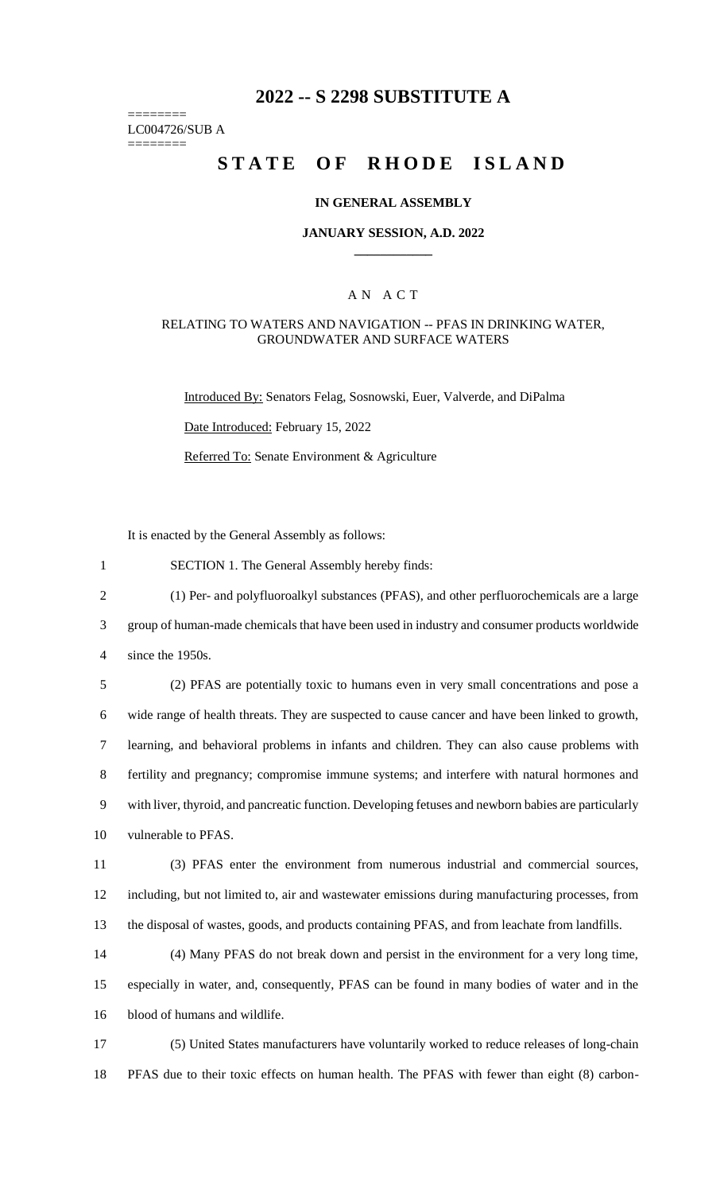# 2022 -- S 2298 SUBSTITUTE A

========
LC004726/SUB A
========

# STATE OF RHODE ISLAND

### IN GENERAL ASSEMBLY

### JANUARY SESSION, A.D. 2022

____________

## A N A C T

### RELATING TO WATERS AND NAVIGATION -- PFAS IN DRINKING WATER, GROUNDWATER AND SURFACE WATERS

Introduced By: Senators Felag, Sosnowski, Euer, Valverde, and DiPalma

Date Introduced: February 15, 2022

Referred To: Senate Environment & Agriculture

It is enacted by the General Assembly as follows:

1 SECTION 1. The General Assembly hereby finds:

2 (1) Per- and polyfluoroalkyl substances (PFAS), and other perfluorochemicals are a large
3 group of human-made chemicals that have been used in industry and consumer products worldwide
4 since the 1950s.

5 (2) PFAS are potentially toxic to humans even in very small concentrations and pose a
6 wide range of health threats. They are suspected to cause cancer and have been linked to growth,
7 learning, and behavioral problems in infants and children. They can also cause problems with
8 fertility and pregnancy; compromise immune systems; and interfere with natural hormones and
9 with liver, thyroid, and pancreatic function. Developing fetuses and newborn babies are particularly
10 vulnerable to PFAS.

11 (3) PFAS enter the environment from numerous industrial and commercial sources,
12 including, but not limited to, air and wastewater emissions during manufacturing processes, from
13 the disposal of wastes, goods, and products containing PFAS, and from leachate from landfills.

14 (4) Many PFAS do not break down and persist in the environment for a very long time,
15 especially in water, and, consequently, PFAS can be found in many bodies of water and in the
16 blood of humans and wildlife.

17 (5) United States manufacturers have voluntarily worked to reduce releases of long-chain
18 PFAS due to their toxic effects on human health. The PFAS with fewer than eight (8) carbon-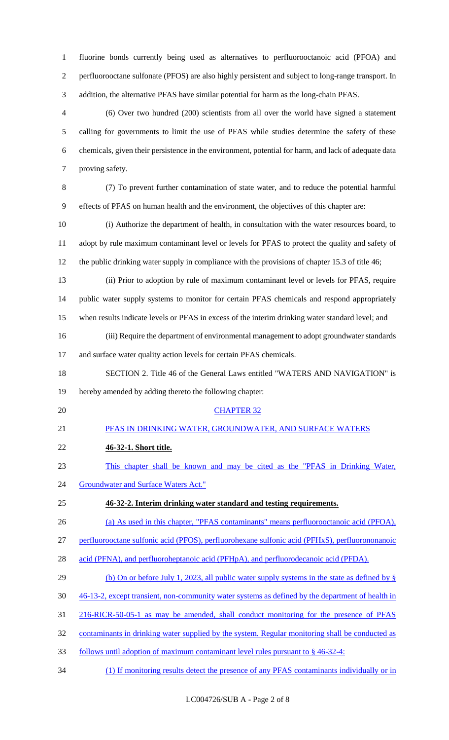fluorine bonds currently being used as alternatives to perfluorooctanoic acid (PFOA) and perfluorooctane sulfonate (PFOS) are also highly persistent and subject to long-range transport. In addition, the alternative PFAS have similar potential for harm as the long-chain PFAS.

(6) Over two hundred (200) scientists from all over the world have signed a statement calling for governments to limit the use of PFAS while studies determine the safety of these chemicals, given their persistence in the environment, potential for harm, and lack of adequate data proving safety.

(7) To prevent further contamination of state water, and to reduce the potential harmful effects of PFAS on human health and the environment, the objectives of this chapter are:

(i) Authorize the department of health, in consultation with the water resources board, to adopt by rule maximum contaminant level or levels for PFAS to protect the quality and safety of the public drinking water supply in compliance with the provisions of chapter 15.3 of title 46;

(ii) Prior to adoption by rule of maximum contaminant level or levels for PFAS, require public water supply systems to monitor for certain PFAS chemicals and respond appropriately when results indicate levels or PFAS in excess of the interim drinking water standard level; and

(iii) Require the department of environmental management to adopt groundwater standards and surface water quality action levels for certain PFAS chemicals.

SECTION 2. Title 46 of the General Laws entitled "WATERS AND NAVIGATION" is hereby amended by adding thereto the following chapter:

CHAPTER 32

PFAS IN DRINKING WATER, GROUNDWATER, AND SURFACE WATERS

**46-32-1. Short title.**

This chapter shall be known and may be cited as the "PFAS in Drinking Water, Groundwater and Surface Waters Act."

**46-32-2. Interim drinking water standard and testing requirements.**

(a) As used in this chapter, "PFAS contaminants" means perfluorooctanoic acid (PFOA), perfluorooctane sulfonic acid (PFOS), perfluorohexane sulfonic acid (PFHxS), perfluorononanoic acid (PFNA), and perfluoroheptanoic acid (PFHpA), and perfluorodecanoic acid (PFDA).

(b) On or before July 1, 2023, all public water supply systems in the state as defined by § 46-13-2, except transient, non-community water systems as defined by the department of health in 216-RICR-50-05-1 as may be amended, shall conduct monitoring for the presence of PFAS contaminants in drinking water supplied by the system. Regular monitoring shall be conducted as follows until adoption of maximum contaminant level rules pursuant to § 46-32-4:

(1) If monitoring results detect the presence of any PFAS contaminants individually or in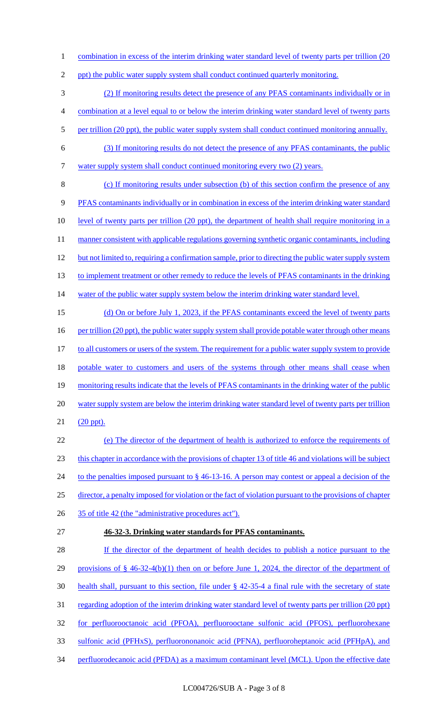combination in excess of the interim drinking water standard level of twenty parts per trillion (20 ppt) the public water supply system shall conduct continued quarterly monitoring.

(2) If monitoring results detect the presence of any PFAS contaminants individually or in combination at a level equal to or below the interim drinking water standard level of twenty parts per trillion (20 ppt), the public water supply system shall conduct continued monitoring annually.

(3) If monitoring results do not detect the presence of any PFAS contaminants, the public water supply system shall conduct continued monitoring every two (2) years.

(c) If monitoring results under subsection (b) of this section confirm the presence of any PFAS contaminants individually or in combination in excess of the interim drinking water standard level of twenty parts per trillion (20 ppt), the department of health shall require monitoring in a manner consistent with applicable regulations governing synthetic organic contaminants, including but not limited to, requiring a confirmation sample, prior to directing the public water supply system to implement treatment or other remedy to reduce the levels of PFAS contaminants in the drinking water of the public water supply system below the interim drinking water standard level.

(d) On or before July 1, 2023, if the PFAS contaminants exceed the level of twenty parts per trillion (20 ppt), the public water supply system shall provide potable water through other means to all customers or users of the system. The requirement for a public water supply system to provide potable water to customers and users of the systems through other means shall cease when monitoring results indicate that the levels of PFAS contaminants in the drinking water of the public water supply system are below the interim drinking water standard level of twenty parts per trillion (20 ppt).

(e) The director of the department of health is authorized to enforce the requirements of this chapter in accordance with the provisions of chapter 13 of title 46 and violations will be subject to the penalties imposed pursuant to § 46-13-16. A person may contest or appeal a decision of the director, a penalty imposed for violation or the fact of violation pursuant to the provisions of chapter 35 of title 42 (the "administrative procedures act").

**46-32-3. Drinking water standards for PFAS contaminants.**

If the director of the department of health decides to publish a notice pursuant to the provisions of § 46-32-4(b)(1) then on or before June 1, 2024, the director of the department of health shall, pursuant to this section, file under § 42-35-4 a final rule with the secretary of state regarding adoption of the interim drinking water standard level of twenty parts per trillion (20 ppt) for perfluorooctanoic acid (PFOA), perfluorooctane sulfonic acid (PFOS), perfluorohexane sulfonic acid (PFHxS), perfluorononanoic acid (PFNA), perfluoroheptanoic acid (PFHpA), and perfluorodecanoic acid (PFDA) as a maximum contaminant level (MCL). Upon the effective date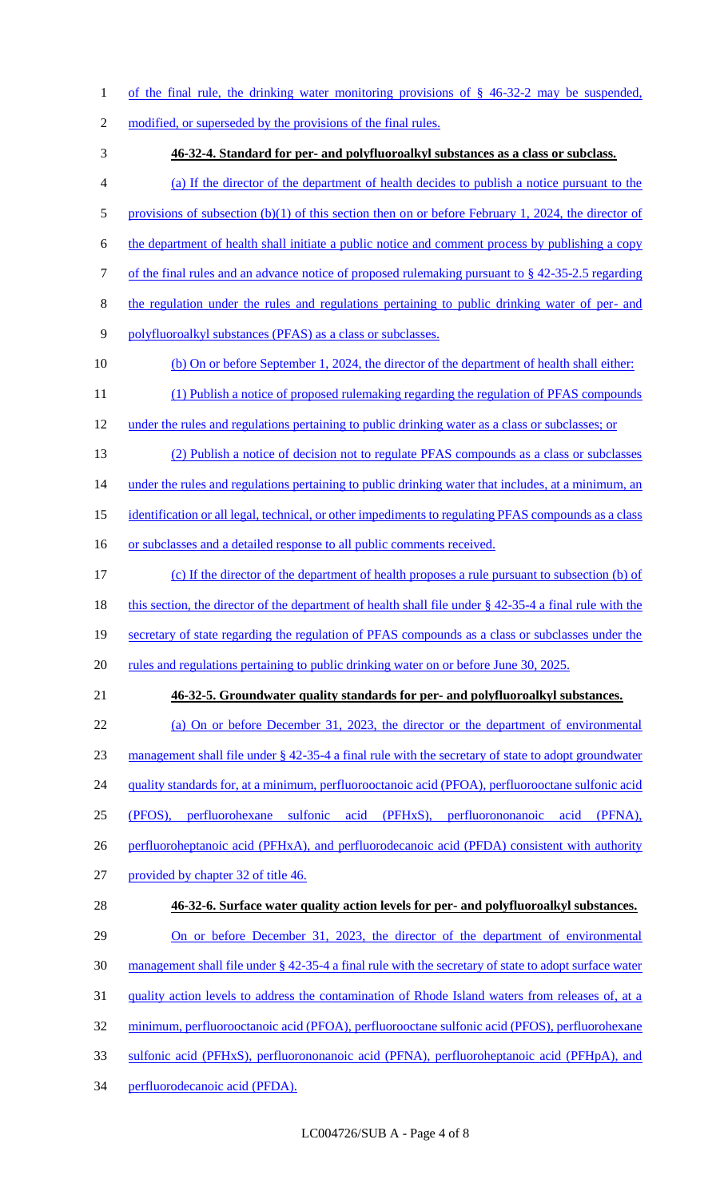of the final rule, the drinking water monitoring provisions of § 46-32-2 may be suspended, modified, or superseded by the provisions of the final rules.

**46-32-4. Standard for per- and polyfluoroalkyl substances as a class or subclass.**

(a) If the director of the department of health decides to publish a notice pursuant to the provisions of subsection (b)(1) of this section then on or before February 1, 2024, the director of the department of health shall initiate a public notice and comment process by publishing a copy of the final rules and an advance notice of proposed rulemaking pursuant to § 42-35-2.5 regarding the regulation under the rules and regulations pertaining to public drinking water of per- and polyfluoroalkyl substances (PFAS) as a class or subclasses.

(b) On or before September 1, 2024, the director of the department of health shall either:

(1) Publish a notice of proposed rulemaking regarding the regulation of PFAS compounds under the rules and regulations pertaining to public drinking water as a class or subclasses; or

(2) Publish a notice of decision not to regulate PFAS compounds as a class or subclasses under the rules and regulations pertaining to public drinking water that includes, at a minimum, an identification or all legal, technical, or other impediments to regulating PFAS compounds as a class or subclasses and a detailed response to all public comments received.

(c) If the director of the department of health proposes a rule pursuant to subsection (b) of this section, the director of the department of health shall file under § 42-35-4 a final rule with the secretary of state regarding the regulation of PFAS compounds as a class or subclasses under the rules and regulations pertaining to public drinking water on or before June 30, 2025.

**46-32-5. Groundwater quality standards for per- and polyfluoroalkyl substances.**

(a) On or before December 31, 2023, the director or the department of environmental management shall file under § 42-35-4 a final rule with the secretary of state to adopt groundwater quality standards for, at a minimum, perfluorooctanoic acid (PFOA), perfluorooctane sulfonic acid (PFOS), perfluorohexane sulfonic acid (PFHxS), perfluorononanoic acid (PFNA), perfluoroheptanoic acid (PFHxA), and perfluorodecanoic acid (PFDA) consistent with authority provided by chapter 32 of title 46.

**46-32-6. Surface water quality action levels for per- and polyfluoroalkyl substances.**

On or before December 31, 2023, the director of the department of environmental management shall file under § 42-35-4 a final rule with the secretary of state to adopt surface water quality action levels to address the contamination of Rhode Island waters from releases of, at a minimum, perfluorooctanoic acid (PFOA), perfluorooctane sulfonic acid (PFOS), perfluorohexane sulfonic acid (PFHxS), perfluorononanoic acid (PFNA), perfluoroheptanoic acid (PFHpA), and perfluorodecanoic acid (PFDA).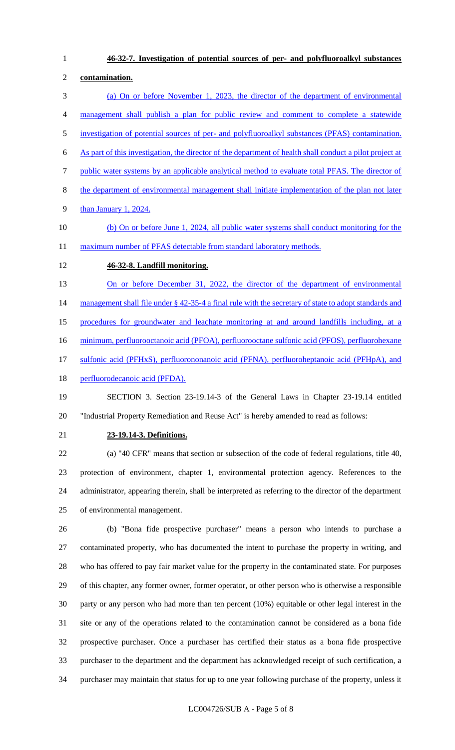**46-32-7. Investigation of potential sources of per- and polyfluoroalkyl substances contamination.**

(a) On or before November 1, 2023, the director of the department of environmental management shall publish a plan for public review and comment to complete a statewide investigation of potential sources of per- and polyfluoroalkyl substances (PFAS) contamination. As part of this investigation, the director of the department of health shall conduct a pilot project at public water systems by an applicable analytical method to evaluate total PFAS. The director of the department of environmental management shall initiate implementation of the plan not later than January 1, 2024.

(b) On or before June 1, 2024, all public water systems shall conduct monitoring for the maximum number of PFAS detectable from standard laboratory methods.

**46-32-8. Landfill monitoring.**

On or before December 31, 2022, the director of the department of environmental management shall file under § 42-35-4 a final rule with the secretary of state to adopt standards and procedures for groundwater and leachate monitoring at and around landfills including, at a minimum, perfluorooctanoic acid (PFOA), perfluorooctane sulfonic acid (PFOS), perfluorohexane sulfonic acid (PFHxS), perfluorononanoic acid (PFNA), perfluoroheptanoic acid (PFHpA), and perfluorodecanoic acid (PFDA).

SECTION 3. Section 23-19.14-3 of the General Laws in Chapter 23-19.14 entitled "Industrial Property Remediation and Reuse Act" is hereby amended to read as follows:

**23-19.14-3. Definitions.**

(a) "40 CFR" means that section or subsection of the code of federal regulations, title 40, protection of environment, chapter 1, environmental protection agency. References to the administrator, appearing therein, shall be interpreted as referring to the director of the department of environmental management.

(b) "Bona fide prospective purchaser" means a person who intends to purchase a contaminated property, who has documented the intent to purchase the property in writing, and who has offered to pay fair market value for the property in the contaminated state. For purposes of this chapter, any former owner, former operator, or other person who is otherwise a responsible party or any person who had more than ten percent (10%) equitable or other legal interest in the site or any of the operations related to the contamination cannot be considered as a bona fide prospective purchaser. Once a purchaser has certified their status as a bona fide prospective purchaser to the department and the department has acknowledged receipt of such certification, a purchaser may maintain that status for up to one year following purchase of the property, unless it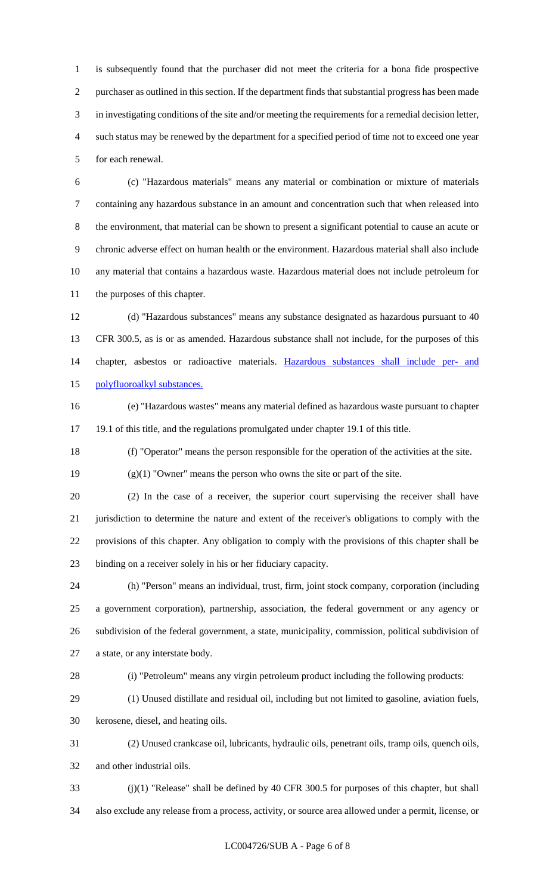is subsequently found that the purchaser did not meet the criteria for a bona fide prospective purchaser as outlined in this section. If the department finds that substantial progress has been made in investigating conditions of the site and/or meeting the requirements for a remedial decision letter, such status may be renewed by the department for a specified period of time not to exceed one year for each renewal.

(c) "Hazardous materials" means any material or combination or mixture of materials containing any hazardous substance in an amount and concentration such that when released into the environment, that material can be shown to present a significant potential to cause an acute or chronic adverse effect on human health or the environment. Hazardous material shall also include any material that contains a hazardous waste. Hazardous material does not include petroleum for the purposes of this chapter.

(d) "Hazardous substances" means any substance designated as hazardous pursuant to 40 CFR 300.5, as is or as amended. Hazardous substance shall not include, for the purposes of this chapter, asbestos or radioactive materials. Hazardous substances shall include per- and polyfluoroalkyl substances.

(e) "Hazardous wastes" means any material defined as hazardous waste pursuant to chapter 19.1 of this title, and the regulations promulgated under chapter 19.1 of this title.

(f) "Operator" means the person responsible for the operation of the activities at the site.

(g)(1) "Owner" means the person who owns the site or part of the site.

(2) In the case of a receiver, the superior court supervising the receiver shall have jurisdiction to determine the nature and extent of the receiver's obligations to comply with the provisions of this chapter. Any obligation to comply with the provisions of this chapter shall be binding on a receiver solely in his or her fiduciary capacity.

(h) "Person" means an individual, trust, firm, joint stock company, corporation (including a government corporation), partnership, association, the federal government or any agency or subdivision of the federal government, a state, municipality, commission, political subdivision of a state, or any interstate body.

(i) "Petroleum" means any virgin petroleum product including the following products:

(1) Unused distillate and residual oil, including but not limited to gasoline, aviation fuels, kerosene, diesel, and heating oils.

(2) Unused crankcase oil, lubricants, hydraulic oils, penetrant oils, tramp oils, quench oils, and other industrial oils.

(j)(1) "Release" shall be defined by 40 CFR 300.5 for purposes of this chapter, but shall also exclude any release from a process, activity, or source area allowed under a permit, license, or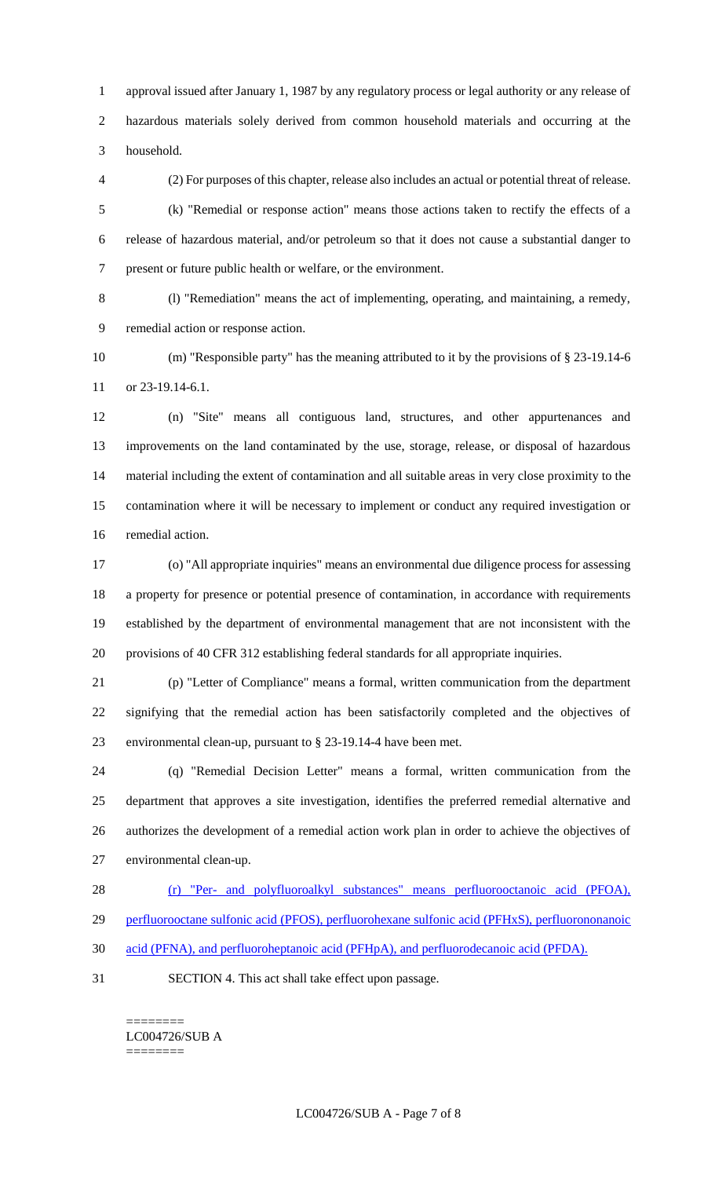approval issued after January 1, 1987 by any regulatory process or legal authority or any release of hazardous materials solely derived from common household materials and occurring at the household.

(2) For purposes of this chapter, release also includes an actual or potential threat of release.

(k) "Remedial or response action" means those actions taken to rectify the effects of a release of hazardous material, and/or petroleum so that it does not cause a substantial danger to present or future public health or welfare, or the environment.

(l) "Remediation" means the act of implementing, operating, and maintaining, a remedy, remedial action or response action.

(m) "Responsible party" has the meaning attributed to it by the provisions of § 23-19.14-6 or 23-19.14-6.1.

(n) "Site" means all contiguous land, structures, and other appurtenances and improvements on the land contaminated by the use, storage, release, or disposal of hazardous material including the extent of contamination and all suitable areas in very close proximity to the contamination where it will be necessary to implement or conduct any required investigation or remedial action.

(o) "All appropriate inquiries" means an environmental due diligence process for assessing a property for presence or potential presence of contamination, in accordance with requirements established by the department of environmental management that are not inconsistent with the provisions of 40 CFR 312 establishing federal standards for all appropriate inquiries.

(p) "Letter of Compliance" means a formal, written communication from the department signifying that the remedial action has been satisfactorily completed and the objectives of environmental clean-up, pursuant to § 23-19.14-4 have been met.

(q) "Remedial Decision Letter" means a formal, written communication from the department that approves a site investigation, identifies the preferred remedial alternative and authorizes the development of a remedial action work plan in order to achieve the objectives of environmental clean-up.

(r) "Per- and polyfluoroalkyl substances" means perfluorooctanoic acid (PFOA), perfluorooctane sulfonic acid (PFOS), perfluorohexane sulfonic acid (PFHxS), perfluorononanoic acid (PFNA), and perfluoroheptanoic acid (PFHpA), and perfluorodecanoic acid (PFDA).

SECTION 4. This act shall take effect upon passage.

========
LC004726/SUB A
========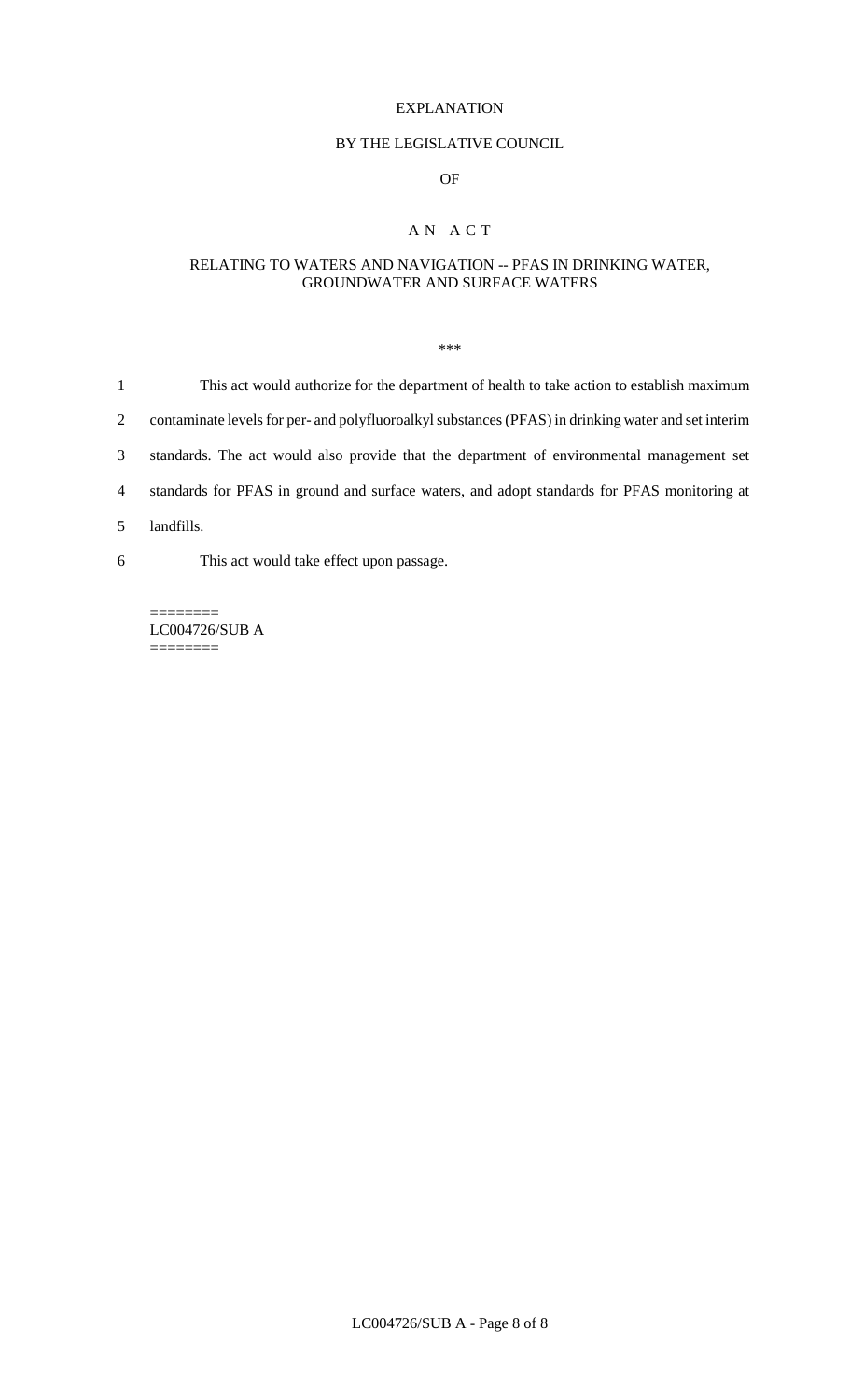EXPLANATION

BY THE LEGISLATIVE COUNCIL

OF

A N A C T

RELATING TO WATERS AND NAVIGATION -- PFAS IN DRINKING WATER, GROUNDWATER AND SURFACE WATERS

\*\*\*

1 This act would authorize for the department of health to take action to establish maximum
2 contaminate levels for per- and polyfluoroalkyl substances (PFAS) in drinking water and set interim
3 standards. The act would also provide that the department of environmental management set
4 standards for PFAS in ground and surface waters, and adopt standards for PFAS monitoring at
5 landfills.

6 This act would take effect upon passage.

========
LC004726/SUB A
========